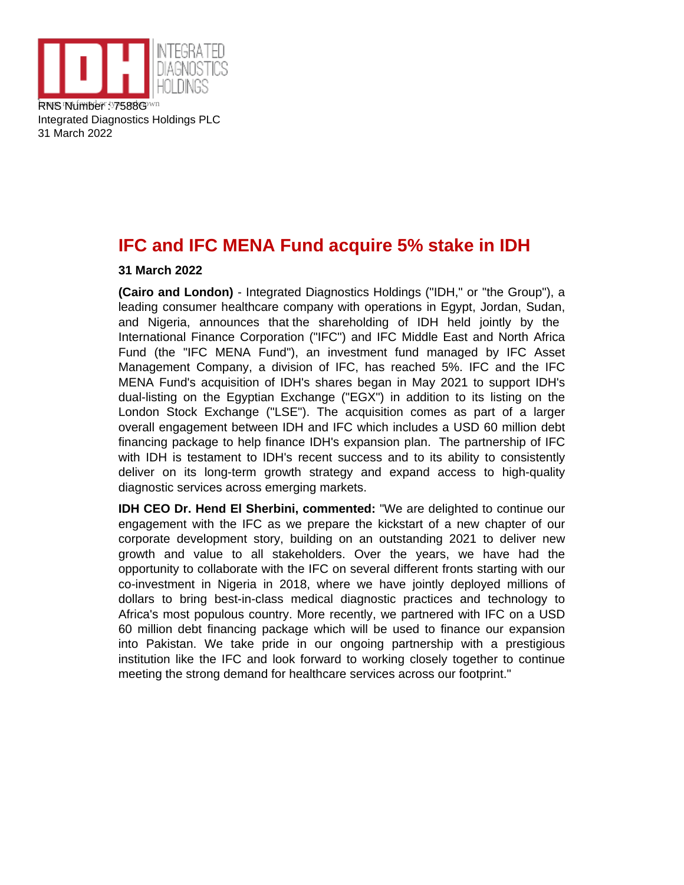RNS Number : 7588G
Integrated Diagnostics Holdings PLC
31 March 2022

# IFC and IFC MENA Fund acquire 5% stake in IDH

**31 March 2022**

**(Cairo and London)** - Integrated Diagnostics Holdings ("IDH," or "the Group"), a leading consumer healthcare company with operations in Egypt, Jordan, Sudan, and Nigeria, announces that the shareholding of IDH held jointly by the International Finance Corporation ("IFC") and IFC Middle East and North Africa Fund (the "IFC MENA Fund"), an investment fund managed by IFC Asset Management Company, a division of IFC, has reached 5%. IFC and the IFC MENA Fund's acquisition of IDH's shares began in May 2021 to support IDH's dual-listing on the Egyptian Exchange ("EGX") in addition to its listing on the London Stock Exchange ("LSE"). The acquisition comes as part of a larger overall engagement between IDH and IFC which includes a USD 60 million debt financing package to help finance IDH's expansion plan. The partnership of IFC with IDH is testament to IDH's recent success and to its ability to consistently deliver on its long-term growth strategy and expand access to high-quality diagnostic services across emerging markets.

**IDH CEO Dr. Hend El Sherbini, commented:** "We are delighted to continue our engagement with the IFC as we prepare the kickstart of a new chapter of our corporate development story, building on an outstanding 2021 to deliver new growth and value to all stakeholders. Over the years, we have had the opportunity to collaborate with the IFC on several different fronts starting with our co-investment in Nigeria in 2018, where we have jointly deployed millions of dollars to bring best-in-class medical diagnostic practices and technology to Africa's most populous country. More recently, we partnered with IFC on a USD 60 million debt financing package which will be used to finance our expansion into Pakistan. We take pride in our ongoing partnership with a prestigious institution like the IFC and look forward to working closely together to continue meeting the strong demand for healthcare services across our footprint."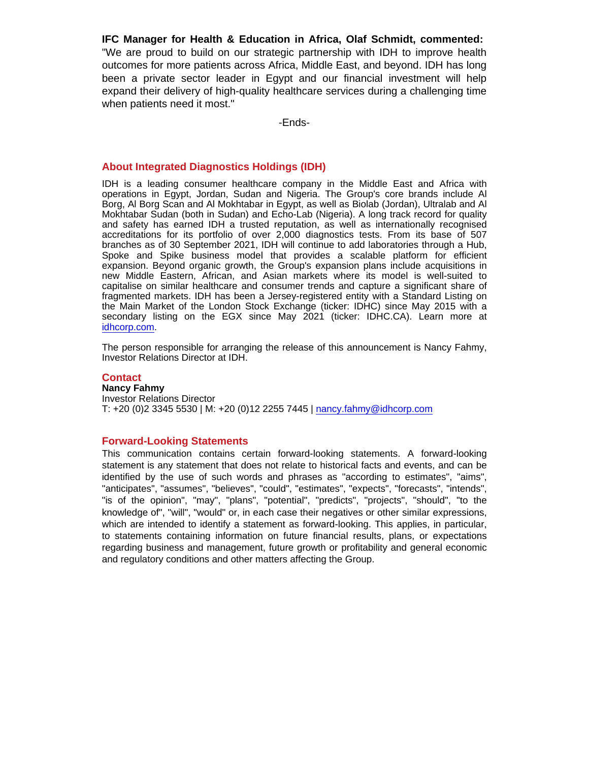**IFC Manager for Health & Education in Africa, Olaf Schmidt, commented:** "We are proud to build on our strategic partnership with IDH to improve health outcomes for more patients across Africa, Middle East, and beyond. IDH has long been a private sector leader in Egypt and our financial investment will help expand their delivery of high-quality healthcare services during a challenging time when patients need it most."

-Ends-

## About Integrated Diagnostics Holdings (IDH)

IDH is a leading consumer healthcare company in the Middle East and Africa with operations in Egypt, Jordan, Sudan and Nigeria. The Group's core brands include Al Borg, Al Borg Scan and Al Mokhtabar in Egypt, as well as Biolab (Jordan), Ultralab and Al Mokhtabar Sudan (both in Sudan) and Echo-Lab (Nigeria). A long track record for quality and safety has earned IDH a trusted reputation, as well as internationally recognised accreditations for its portfolio of over 2,000 diagnostics tests. From its base of 507 branches as of 30 September 2021, IDH will continue to add laboratories through a Hub, Spoke and Spike business model that provides a scalable platform for efficient expansion. Beyond organic growth, the Group's expansion plans include acquisitions in new Middle Eastern, African, and Asian markets where its model is well-suited to capitalise on similar healthcare and consumer trends and capture a significant share of fragmented markets. IDH has been a Jersey-registered entity with a Standard Listing on the Main Market of the London Stock Exchange (ticker: IDHC) since May 2015 with a secondary listing on the EGX since May 2021 (ticker: IDHC.CA). Learn more at idhcorp.com.

The person responsible for arranging the release of this announcement is Nancy Fahmy, Investor Relations Director at IDH.

## Contact

**Nancy Fahmy**
Investor Relations Director
T: +20 (0)2 3345 5530 | M: +20 (0)12 2255 7445 | nancy.fahmy@idhcorp.com

## Forward-Looking Statements

This communication contains certain forward-looking statements. A forward-looking statement is any statement that does not relate to historical facts and events, and can be identified by the use of such words and phrases as "according to estimates", "aims", "anticipates", "assumes", "believes", "could", "estimates", "expects", "forecasts", "intends", "is of the opinion", "may", "plans", "potential", "predicts", "projects", "should", "to the knowledge of", "will", "would" or, in each case their negatives or other similar expressions, which are intended to identify a statement as forward-looking. This applies, in particular, to statements containing information on future financial results, plans, or expectations regarding business and management, future growth or profitability and general economic and regulatory conditions and other matters affecting the Group.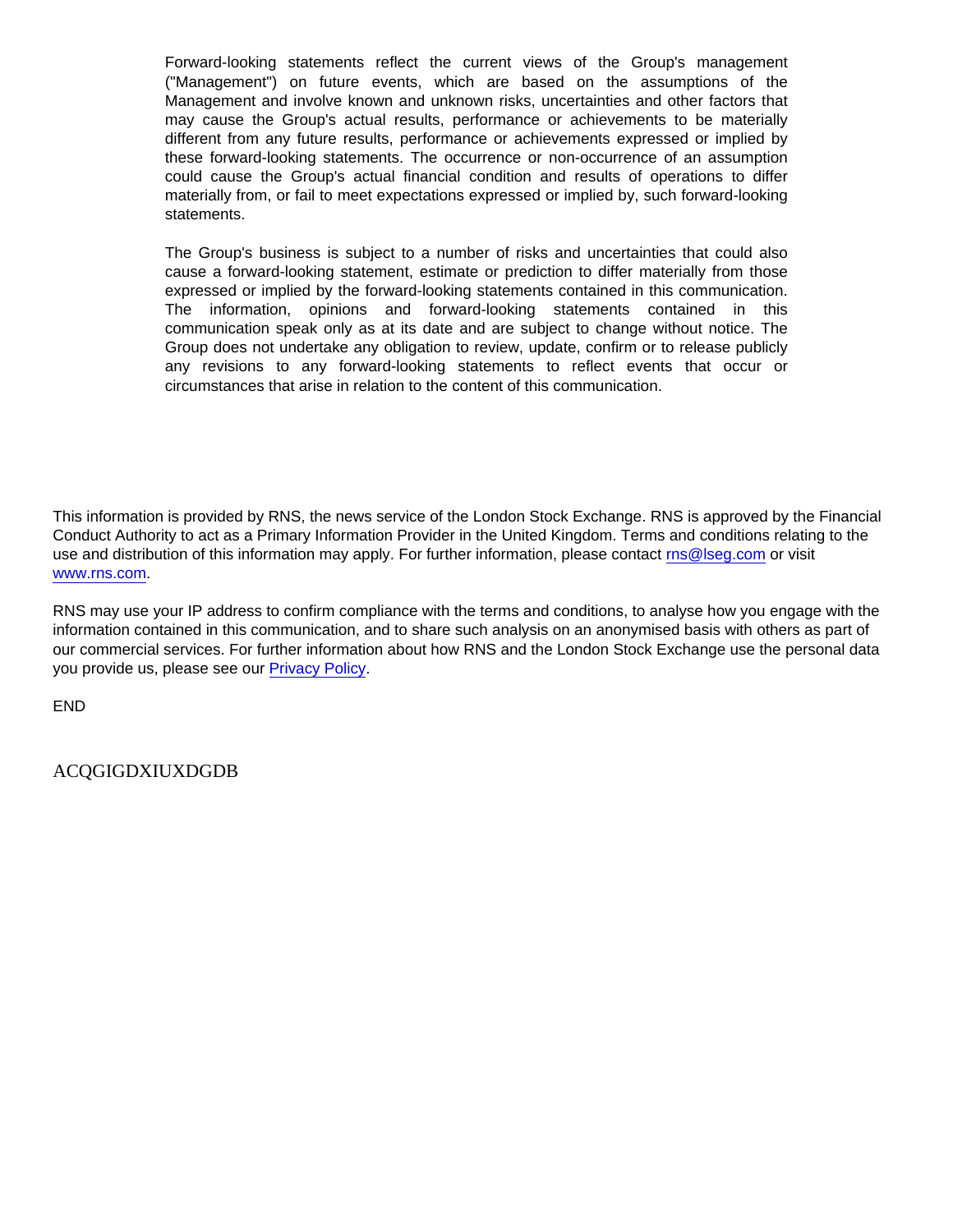Forward-looking statements reflect the current views of the Group's management ("Management") on future events, which are based on the assumptions of the Management and involve known and unknown risks, uncertainties and other factors that may cause the Group's actual results, performance or achievements to be materially different from any future results, performance or achievements expressed or implied by these forward-looking statements. The occurrence or non-occurrence of an assumption could cause the Group's actual financial condition and results of operations to differ materially from, or fail to meet expectations expressed or implied by, such forward-looking statements.

The Group's business is subject to a number of risks and uncertainties that could also cause a forward-looking statement, estimate or prediction to differ materially from those expressed or implied by the forward-looking statements contained in this communication. The information, opinions and forward-looking statements contained in this communication speak only as at its date and are subject to change without notice. The Group does not undertake any obligation to review, update, confirm or to release publicly any revisions to any forward-looking statements to reflect events that occur or circumstances that arise in relation to the content of this communication.

This information is provided by RNS, the news service of the London Stock Exchange. RNS is approved by the Financial Conduct Authority to act as a Primary Information Provider in the United Kingdom. Terms and conditions relating to the use and distribution of this information may apply. For further information, please contact rns@lseg.com or visit www.rns.com.

RNS may use your IP address to confirm compliance with the terms and conditions, to analyse how you engage with the information contained in this communication, and to share such analysis on an anonymised basis with others as part of our commercial services. For further information about how RNS and the London Stock Exchange use the personal data you provide us, please see our Privacy Policy.

END

ACQGIGDXIUXDGDB